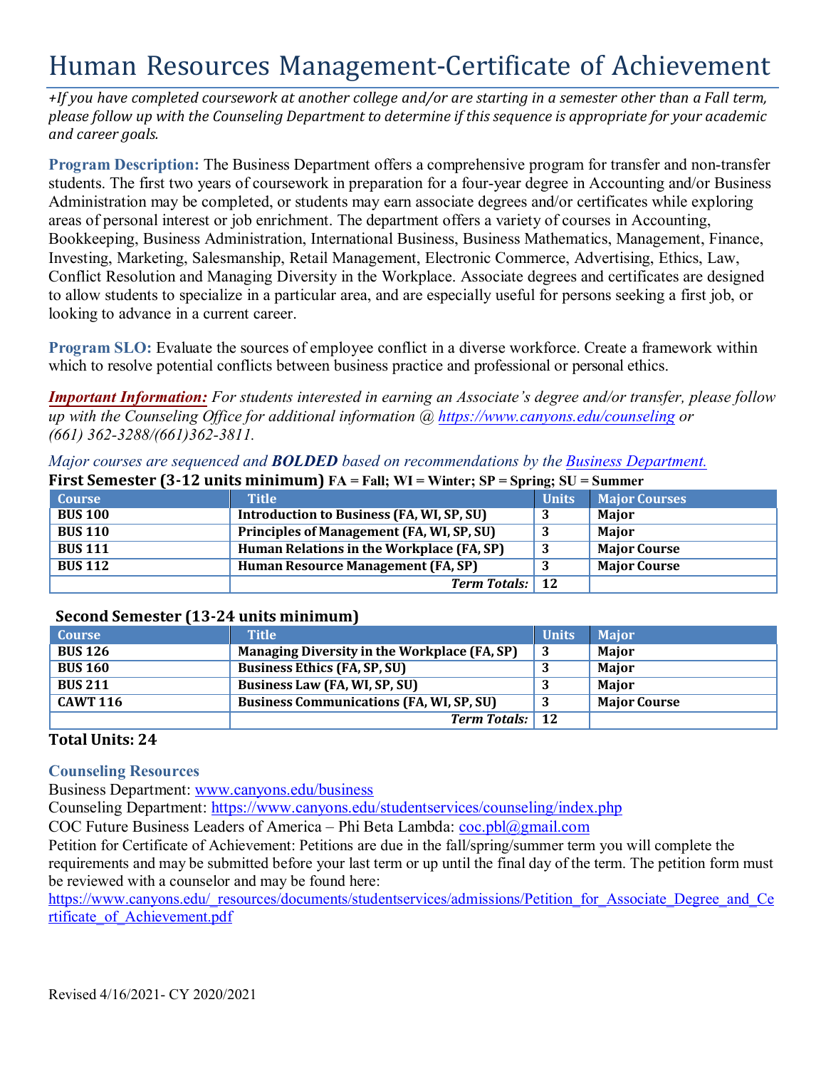# Human Resources Management-Certificate of Achievement

*+If you have completed coursework at another college and/or are starting in a semester other than a Fall term, please follow up with the Counseling Department to determine if this sequence is appropriate for your academic and career goals.*

**Program Description:** The Business Department offers a comprehensive program for transfer and non-transfer students. The first two years of coursework in preparation for a four-year degree in Accounting and/or Business Administration may be completed, or students may earn associate degrees and/or certificates while exploring areas of personal interest or job enrichment. The department offers a variety of courses in Accounting, Bookkeeping, Business Administration, International Business, Business Mathematics, Management, Finance, Investing, Marketing, Salesmanship, Retail Management, Electronic Commerce, Advertising, Ethics, Law, Conflict Resolution and Managing Diversity in the Workplace. Associate degrees and certificates are designed to allow students to specialize in a particular area, and are especially useful for persons seeking a first job, or looking to advance in a current career.

**Program SLO:** Evaluate the sources of employee conflict in a diverse workforce. Create a framework within which to resolve potential conflicts between business practice and professional or personal ethics.

***Important Information:*** *For students interested in earning an Associate's degree and/or transfer, please follow up with the Counseling Office for additional information @ https://www.canyons.edu/counseling or (661) 362-3288/(661)362-3811.*

*Major courses are sequenced and **BOLDED** based on recommendations by the Business Department.*

**First Semester (3-12 units minimum)** FA = Fall; WI = Winter; SP = Spring; SU = Summer

| Course | Title | Units | Major Courses |
|---|---|---|---|
| **BUS 100** | **Introduction to Business (FA, WI, SP, SU)** | **3** | **Major** |
| **BUS 110** | **Principles of Management (FA, WI, SP, SU)** | **3** | **Major** |
| **BUS 111** | **Human Relations in the Workplace (FA, SP)** | **3** | **Major Course** |
| **BUS 112** | **Human Resource Management (FA, SP)** | **3** | **Major Course** |
| | ***Term Totals:*** | **12** | |

**Second Semester (13-24 units minimum)**

| Course | Title | Units | Major |
|---|---|---|---|
| **BUS 126** | **Managing Diversity in the Workplace (FA, SP)** | **3** | **Major** |
| **BUS 160** | **Business Ethics (FA, SP, SU)** | **3** | **Major** |
| **BUS 211** | **Business Law (FA, WI, SP, SU)** | **3** | **Major** |
| **CAWT 116** | **Business Communications (FA, WI, SP, SU)** | **3** | **Major Course** |
| | ***Term Totals:*** | **12** | |

**Total Units: 24**

**Counseling Resources**

Business Department: www.canyons.edu/business
Counseling Department: https://www.canyons.edu/studentservices/counseling/index.php
COC Future Business Leaders of America – Phi Beta Lambda: coc.pbl@gmail.com
Petition for Certificate of Achievement: Petitions are due in the fall/spring/summer term you will complete the requirements and may be submitted before your last term or up until the final day of the term. The petition form must be reviewed with a counselor and may be found here:
https://www.canyons.edu/_resources/documents/studentservices/admissions/Petition_for_Associate_Degree_and_Certificate_of_Achievement.pdf

Revised 4/16/2021- CY 2020/2021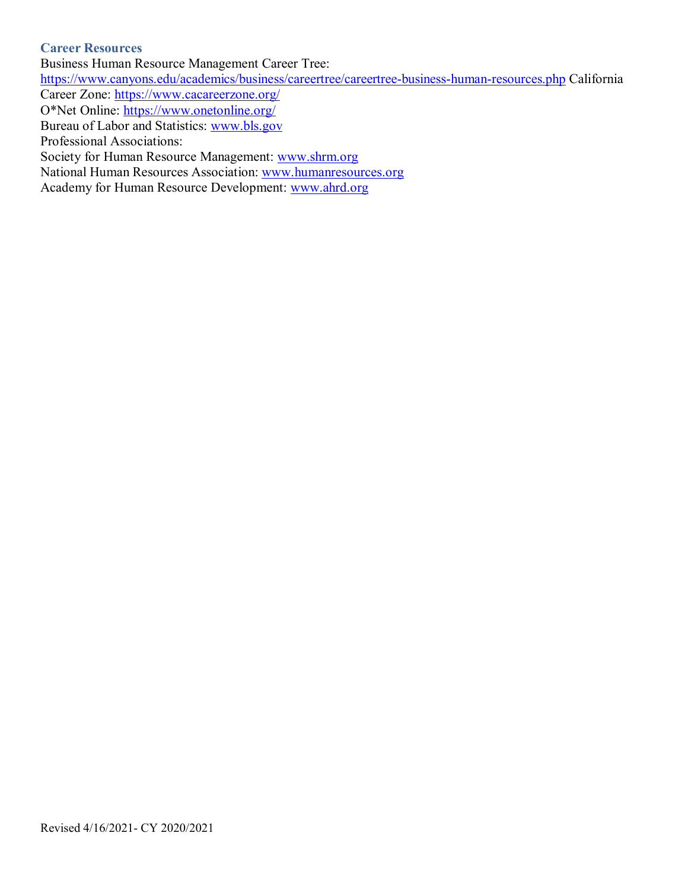### Career Resources

Business Human Resource Management Career Tree:
https://www.canyons.edu/academics/business/careertree/careertree-business-human-resources.php California Career Zone: https://www.cacareerzone.org/
O*Net Online: https://www.onetonline.org/
Bureau of Labor and Statistics: www.bls.gov
Professional Associations:
Society for Human Resource Management: www.shrm.org
National Human Resources Association: www.humanresources.org
Academy for Human Resource Development: www.ahrd.org

Revised 4/16/2021- CY 2020/2021